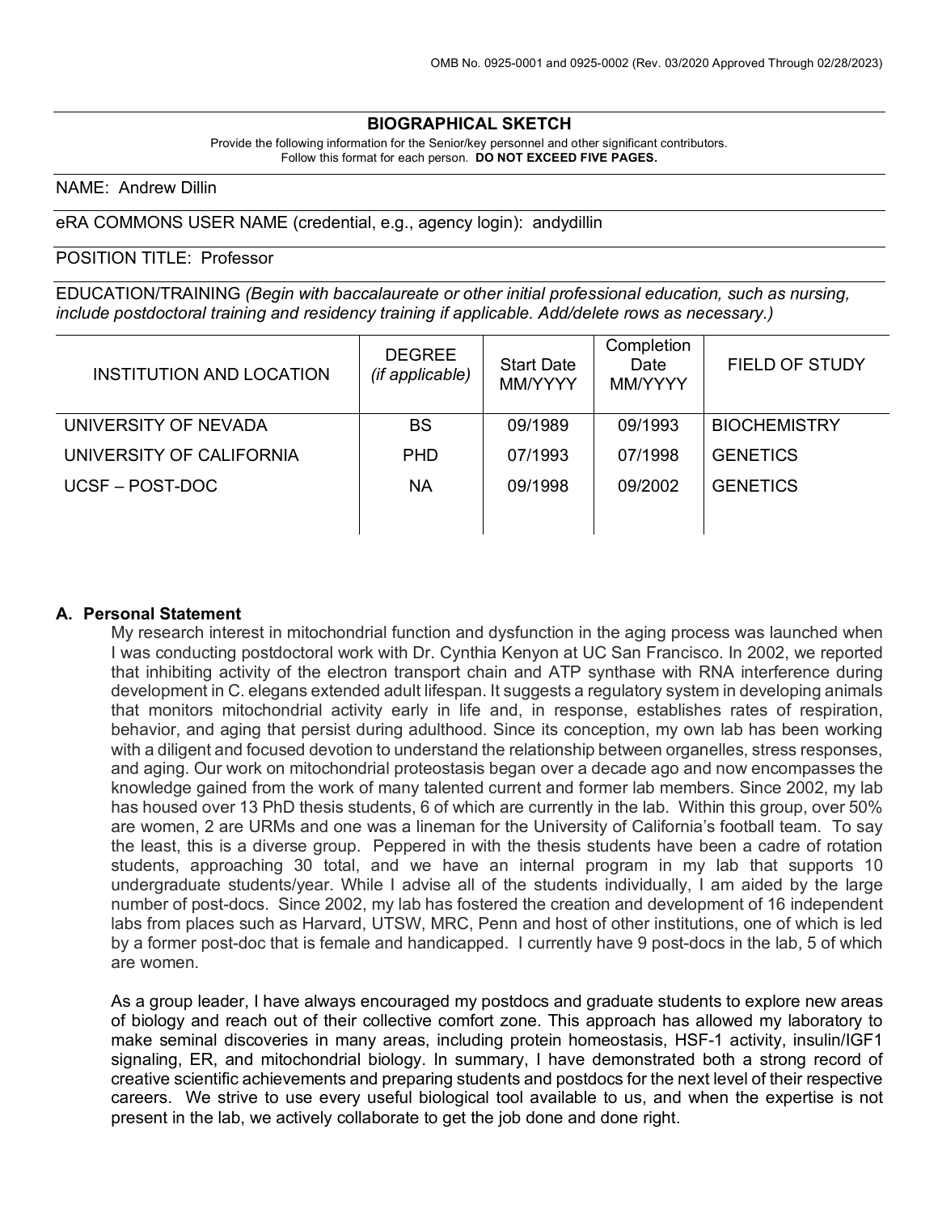OMB No. 0925-0001 and 0925-0002 (Rev. 03/2020 Approved Through 02/28/2023)

## BIOGRAPHICAL SKETCH

Provide the following information for the Senior/key personnel and other significant contributors.
Follow this format for each person. **DO NOT EXCEED FIVE PAGES.**

NAME: Andrew Dillin

eRA COMMONS USER NAME (credential, e.g., agency login): andydillin

POSITION TITLE: Professor

EDUCATION/TRAINING *(Begin with baccalaureate or other initial professional education, such as nursing, include postdoctoral training and residency training if applicable. Add/delete rows as necessary.)*

| INSTITUTION AND LOCATION | DEGREE *(if applicable)* | Start Date MM/YYYY | Completion Date MM/YYYY | FIELD OF STUDY |
|---|---|---|---|---|
| UNIVERSITY OF NEVADA | BS | 09/1989 | 09/1993 | BIOCHEMISTRY |
| UNIVERSITY OF CALIFORNIA | PHD | 07/1993 | 07/1998 | GENETICS |
| UCSF – POST-DOC | NA | 09/1998 | 09/2002 | GENETICS |

### A. Personal Statement

My research interest in mitochondrial function and dysfunction in the aging process was launched when I was conducting postdoctoral work with Dr. Cynthia Kenyon at UC San Francisco. In 2002, we reported that inhibiting activity of the electron transport chain and ATP synthase with RNA interference during development in C. elegans extended adult lifespan. It suggests a regulatory system in developing animals that monitors mitochondrial activity early in life and, in response, establishes rates of respiration, behavior, and aging that persist during adulthood. Since its conception, my own lab has been working with a diligent and focused devotion to understand the relationship between organelles, stress responses, and aging. Our work on mitochondrial proteostasis began over a decade ago and now encompasses the knowledge gained from the work of many talented current and former lab members. Since 2002, my lab has housed over 13 PhD thesis students, 6 of which are currently in the lab. Within this group, over 50% are women, 2 are URMs and one was a lineman for the University of California's football team. To say the least, this is a diverse group. Peppered in with the thesis students have been a cadre of rotation students, approaching 30 total, and we have an internal program in my lab that supports 10 undergraduate students/year. While I advise all of the students individually, I am aided by the large number of post-docs. Since 2002, my lab has fostered the creation and development of 16 independent labs from places such as Harvard, UTSW, MRC, Penn and host of other institutions, one of which is led by a former post-doc that is female and handicapped. I currently have 9 post-docs in the lab, 5 of which are women.

As a group leader, I have always encouraged my postdocs and graduate students to explore new areas of biology and reach out of their collective comfort zone. This approach has allowed my laboratory to make seminal discoveries in many areas, including protein homeostasis, HSF-1 activity, insulin/IGF1 signaling, ER, and mitochondrial biology. In summary, I have demonstrated both a strong record of creative scientific achievements and preparing students and postdocs for the next level of their respective careers. We strive to use every useful biological tool available to us, and when the expertise is not present in the lab, we actively collaborate to get the job done and done right.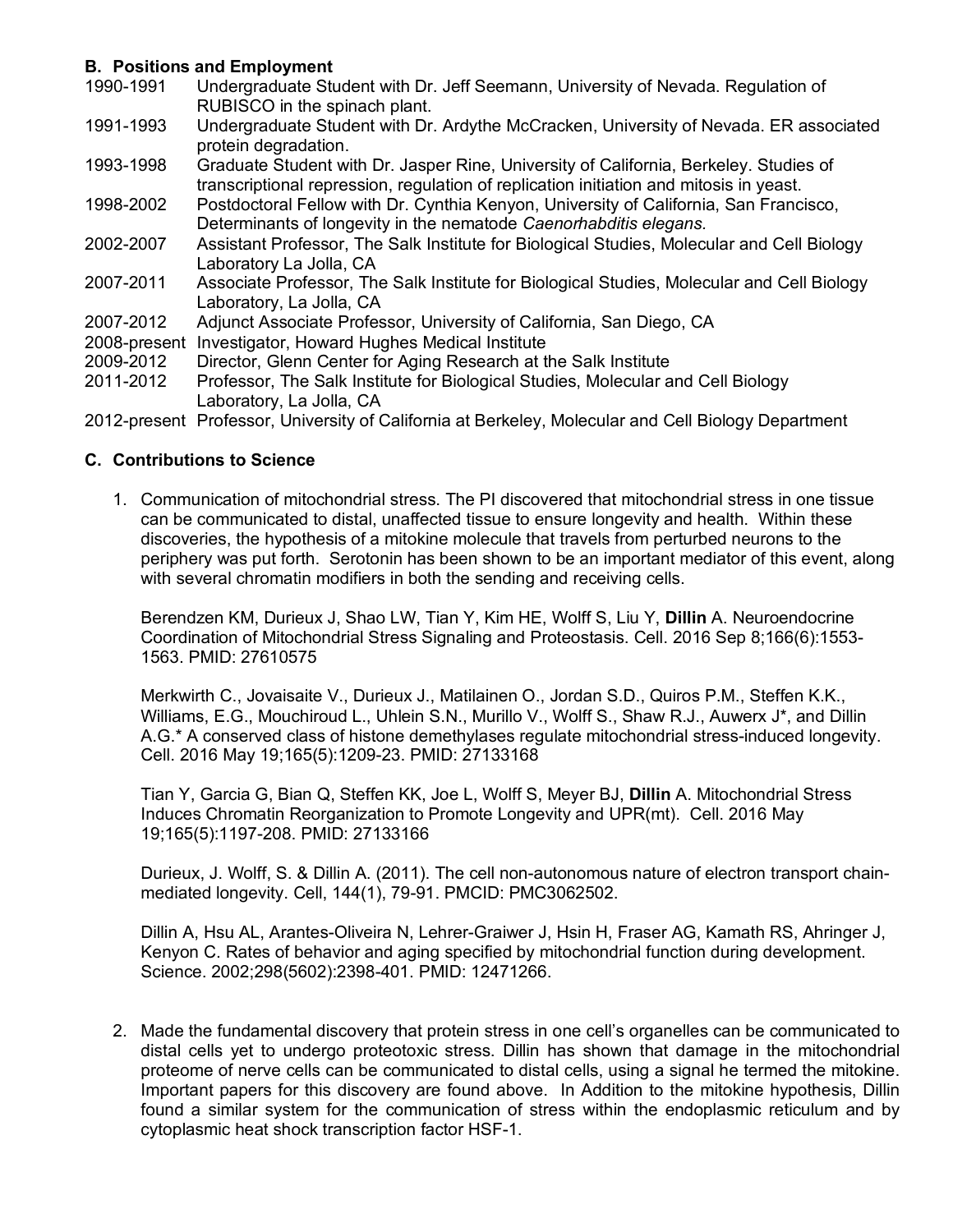### B. Positions and Employment

1990-1991 Undergraduate Student with Dr. Jeff Seemann, University of Nevada. Regulation of RUBISCO in the spinach plant.

1991-1993 Undergraduate Student with Dr. Ardythe McCracken, University of Nevada. ER associated protein degradation.

1993-1998 Graduate Student with Dr. Jasper Rine, University of California, Berkeley. Studies of transcriptional repression, regulation of replication initiation and mitosis in yeast.

1998-2002 Postdoctoral Fellow with Dr. Cynthia Kenyon, University of California, San Francisco, Determinants of longevity in the nematode *Caenorhabditis elegans.*

2002-2007 Assistant Professor, The Salk Institute for Biological Studies, Molecular and Cell Biology Laboratory La Jolla, CA

2007-2011 Associate Professor, The Salk Institute for Biological Studies, Molecular and Cell Biology Laboratory, La Jolla, CA

2007-2012 Adjunct Associate Professor, University of California, San Diego, CA

2008-present Investigator, Howard Hughes Medical Institute

2009-2012 Director, Glenn Center for Aging Research at the Salk Institute

2011-2012 Professor, The Salk Institute for Biological Studies, Molecular and Cell Biology Laboratory, La Jolla, CA

2012-present Professor, University of California at Berkeley, Molecular and Cell Biology Department

### C. Contributions to Science

1. Communication of mitochondrial stress. The PI discovered that mitochondrial stress in one tissue can be communicated to distal, unaffected tissue to ensure longevity and health. Within these discoveries, the hypothesis of a mitokine molecule that travels from perturbed neurons to the periphery was put forth. Serotonin has been shown to be an important mediator of this event, along with several chromatin modifiers in both the sending and receiving cells.

   Berendzen KM, Durieux J, Shao LW, Tian Y, Kim HE, Wolff S, Liu Y, **Dillin** A. Neuroendocrine Coordination of Mitochondrial Stress Signaling and Proteostasis. Cell. 2016 Sep 8;166(6):1553-1563. PMID: 27610575

   Merkwirth C., Jovaisaite V., Durieux J., Matilainen O., Jordan S.D., Quiros P.M., Steffen K.K., Williams, E.G., Mouchiroud L., Uhlein S.N., Murillo V., Wolff S., Shaw R.J., Auwerx J*, and Dillin A.G.* A conserved class of histone demethylases regulate mitochondrial stress-induced longevity. Cell. 2016 May 19;165(5):1209-23. PMID: 27133168

   Tian Y, Garcia G, Bian Q, Steffen KK, Joe L, Wolff S, Meyer BJ, **Dillin** A. Mitochondrial Stress Induces Chromatin Reorganization to Promote Longevity and UPR(mt). Cell. 2016 May 19;165(5):1197-208. PMID: 27133166

   Durieux, J. Wolff, S. & Dillin A. (2011). The cell non-autonomous nature of electron transport chain-mediated longevity. Cell, 144(1), 79-91. PMCID: PMC3062502.

   Dillin A, Hsu AL, Arantes-Oliveira N, Lehrer-Graiwer J, Hsin H, Fraser AG, Kamath RS, Ahringer J, Kenyon C. Rates of behavior and aging specified by mitochondrial function during development. Science. 2002;298(5602):2398-401. PMID: 12471266.

2. Made the fundamental discovery that protein stress in one cell's organelles can be communicated to distal cells yet to undergo proteotoxic stress. Dillin has shown that damage in the mitochondrial proteome of nerve cells can be communicated to distal cells, using a signal he termed the mitokine. Important papers for this discovery are found above. In Addition to the mitokine hypothesis, Dillin found a similar system for the communication of stress within the endoplasmic reticulum and by cytoplasmic heat shock transcription factor HSF-1.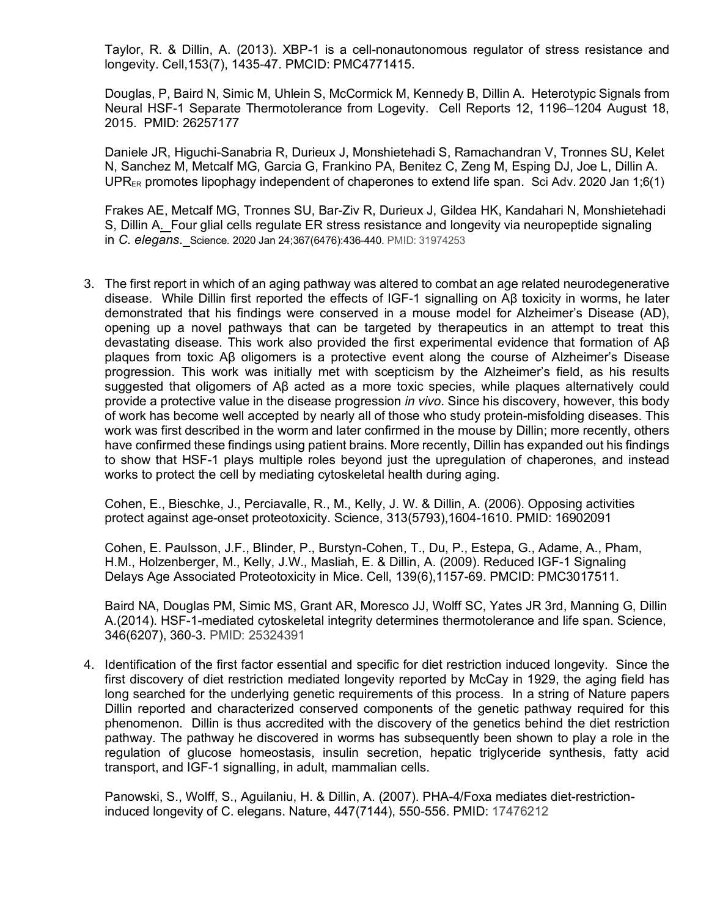Taylor, R. & Dillin, A. (2013). XBP-1 is a cell-nonautonomous regulator of stress resistance and longevity. Cell,153(7), 1435-47. PMCID: PMC4771415.

Douglas, P, Baird N, Simic M, Uhlein S, McCormick M, Kennedy B, Dillin A. Heterotypic Signals from Neural HSF-1 Separate Thermotolerance from Logevity. Cell Reports 12, 1196–1204 August 18, 2015. PMID: 26257177

Daniele JR, Higuchi-Sanabria R, Durieux J, Monshietehadi S, Ramachandran V, Tronnes SU, Kelet N, Sanchez M, Metcalf MG, Garcia G, Frankino PA, Benitez C, Zeng M, Esping DJ, Joe L, Dillin A. $UPR_{ER}$ promotes lipophagy independent of chaperones to extend life span. Sci Adv. 2020 Jan 1;6(1)

Frakes AE, Metcalf MG, Tronnes SU, Bar-Ziv R, Durieux J, Gildea HK, Kandahari N, Monshietehadi S, Dillin A. Four glial cells regulate ER stress resistance and longevity via neuropeptide signaling in *C. elegans*. Science. 2020 Jan 24;367(6476):436-440. PMID: 31974253

3. The first report in which of an aging pathway was altered to combat an age related neurodegenerative disease. While Dillin first reported the effects of IGF-1 signalling on Aβ toxicity in worms, he later demonstrated that his findings were conserved in a mouse model for Alzheimer's Disease (AD), opening up a novel pathways that can be targeted by therapeutics in an attempt to treat this devastating disease. This work also provided the first experimental evidence that formation of Aβ plaques from toxic Aβ oligomers is a protective event along the course of Alzheimer's Disease progression. This work was initially met with scepticism by the Alzheimer's field, as his results suggested that oligomers of Aβ acted as a more toxic species, while plaques alternatively could provide a protective value in the disease progression *in vivo*. Since his discovery, however, this body of work has become well accepted by nearly all of those who study protein-misfolding diseases. This work was first described in the worm and later confirmed in the mouse by Dillin; more recently, others have confirmed these findings using patient brains. More recently, Dillin has expanded out his findings to show that HSF-1 plays multiple roles beyond just the upregulation of chaperones, and instead works to protect the cell by mediating cytoskeletal health during aging.

   Cohen, E., Bieschke, J., Perciavalle, R., M., Kelly, J. W. & Dillin, A. (2006). Opposing activities protect against age-onset proteotoxicity. Science, 313(5793),1604-1610. PMID: 16902091

   Cohen, E. Paulsson, J.F., Blinder, P., Burstyn-Cohen, T., Du, P., Estepa, G., Adame, A., Pham, H.M., Holzenberger, M., Kelly, J.W., Masliah, E. & Dillin, A. (2009). Reduced IGF-1 Signaling Delays Age Associated Proteotoxicity in Mice. Cell, 139(6),1157-69. PMCID: PMC3017511.

   Baird NA, Douglas PM, Simic MS, Grant AR, Moresco JJ, Wolff SC, Yates JR 3rd, Manning G, Dillin A.(2014). HSF-1-mediated cytoskeletal integrity determines thermotolerance and life span. Science, 346(6207), 360-3. PMID: 25324391

4. Identification of the first factor essential and specific for diet restriction induced longevity. Since the first discovery of diet restriction mediated longevity reported by McCay in 1929, the aging field has long searched for the underlying genetic requirements of this process. In a string of Nature papers Dillin reported and characterized conserved components of the genetic pathway required for this phenomenon. Dillin is thus accredited with the discovery of the genetics behind the diet restriction pathway. The pathway he discovered in worms has subsequently been shown to play a role in the regulation of glucose homeostasis, insulin secretion, hepatic triglyceride synthesis, fatty acid transport, and IGF-1 signalling, in adult, mammalian cells.

   Panowski, S., Wolff, S., Aguilaniu, H. & Dillin, A. (2007). PHA-4/Foxa mediates diet-restriction-induced longevity of C. elegans. Nature, 447(7144), 550-556. PMID: 17476212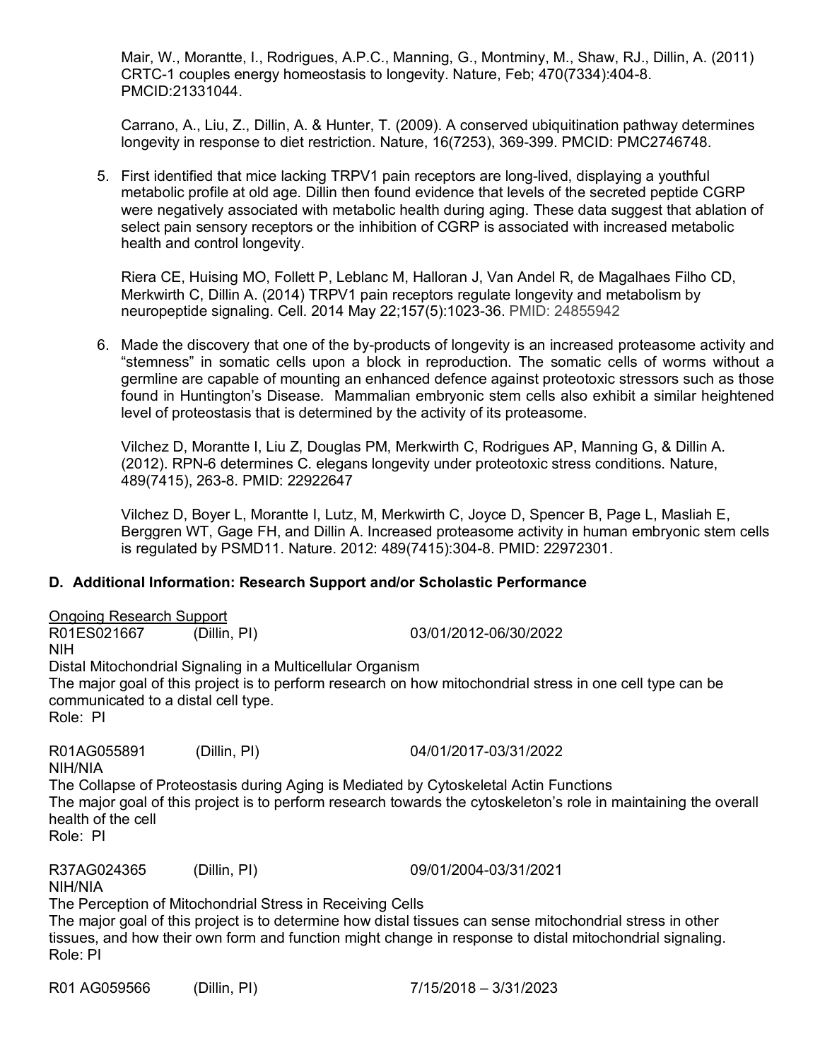Mair, W., Morantte, I., Rodrigues, A.P.C., Manning, G., Montminy, M., Shaw, RJ., Dillin, A. (2011) CRTC-1 couples energy homeostasis to longevity. Nature, Feb; 470(7334):404-8. PMCID:21331044.

Carrano, A., Liu, Z., Dillin, A. & Hunter, T. (2009). A conserved ubiquitination pathway determines longevity in response to diet restriction. Nature, 16(7253), 369-399. PMCID: PMC2746748.

5. First identified that mice lacking TRPV1 pain receptors are long-lived, displaying a youthful metabolic profile at old age. Dillin then found evidence that levels of the secreted peptide CGRP were negatively associated with metabolic health during aging. These data suggest that ablation of select pain sensory receptors or the inhibition of CGRP is associated with increased metabolic health and control longevity.

   Riera CE, Huising MO, Follett P, Leblanc M, Halloran J, Van Andel R, de Magalhaes Filho CD, Merkwirth C, Dillin A. (2014) TRPV1 pain receptors regulate longevity and metabolism by neuropeptide signaling. Cell. 2014 May 22;157(5):1023-36. PMID: 24855942

6. Made the discovery that one of the by-products of longevity is an increased proteasome activity and "stemness" in somatic cells upon a block in reproduction. The somatic cells of worms without a germline are capable of mounting an enhanced defence against proteotoxic stressors such as those found in Huntington's Disease. Mammalian embryonic stem cells also exhibit a similar heightened level of proteostasis that is determined by the activity of its proteasome.

   Vilchez D, Morantte I, Liu Z, Douglas PM, Merkwirth C, Rodrigues AP, Manning G, & Dillin A. (2012). RPN-6 determines C. elegans longevity under proteotoxic stress conditions. Nature, 489(7415), 263-8. PMID: 22922647

   Vilchez D, Boyer L, Morantte I, Lutz, M, Merkwirth C, Joyce D, Spencer B, Page L, Masliah E, Berggren WT, Gage FH, and Dillin A. Increased proteasome activity in human embryonic stem cells is regulated by PSMD11. Nature. 2012: 489(7415):304-8. PMID: 22972301.

### D. Additional Information: Research Support and/or Scholastic Performance

Ongoing Research Support

R01ES021667 (Dillin, PI) 03/01/2012-06/30/2022
NIH
Distal Mitochondrial Signaling in a Multicellular Organism
The major goal of this project is to perform research on how mitochondrial stress in one cell type can be communicated to a distal cell type.
Role: PI

R01AG055891 (Dillin, PI) 04/01/2017-03/31/2022
NIH/NIA
The Collapse of Proteostasis during Aging is Mediated by Cytoskeletal Actin Functions
The major goal of this project is to perform research towards the cytoskeleton's role in maintaining the overall health of the cell
Role: PI

R37AG024365 (Dillin, PI) 09/01/2004-03/31/2021
NIH/NIA
The Perception of Mitochondrial Stress in Receiving Cells
The major goal of this project is to determine how distal tissues can sense mitochondrial stress in other tissues, and how their own form and function might change in response to distal mitochondrial signaling.
Role: PI

R01 AG059566 (Dillin, PI) 7/15/2018 – 3/31/2023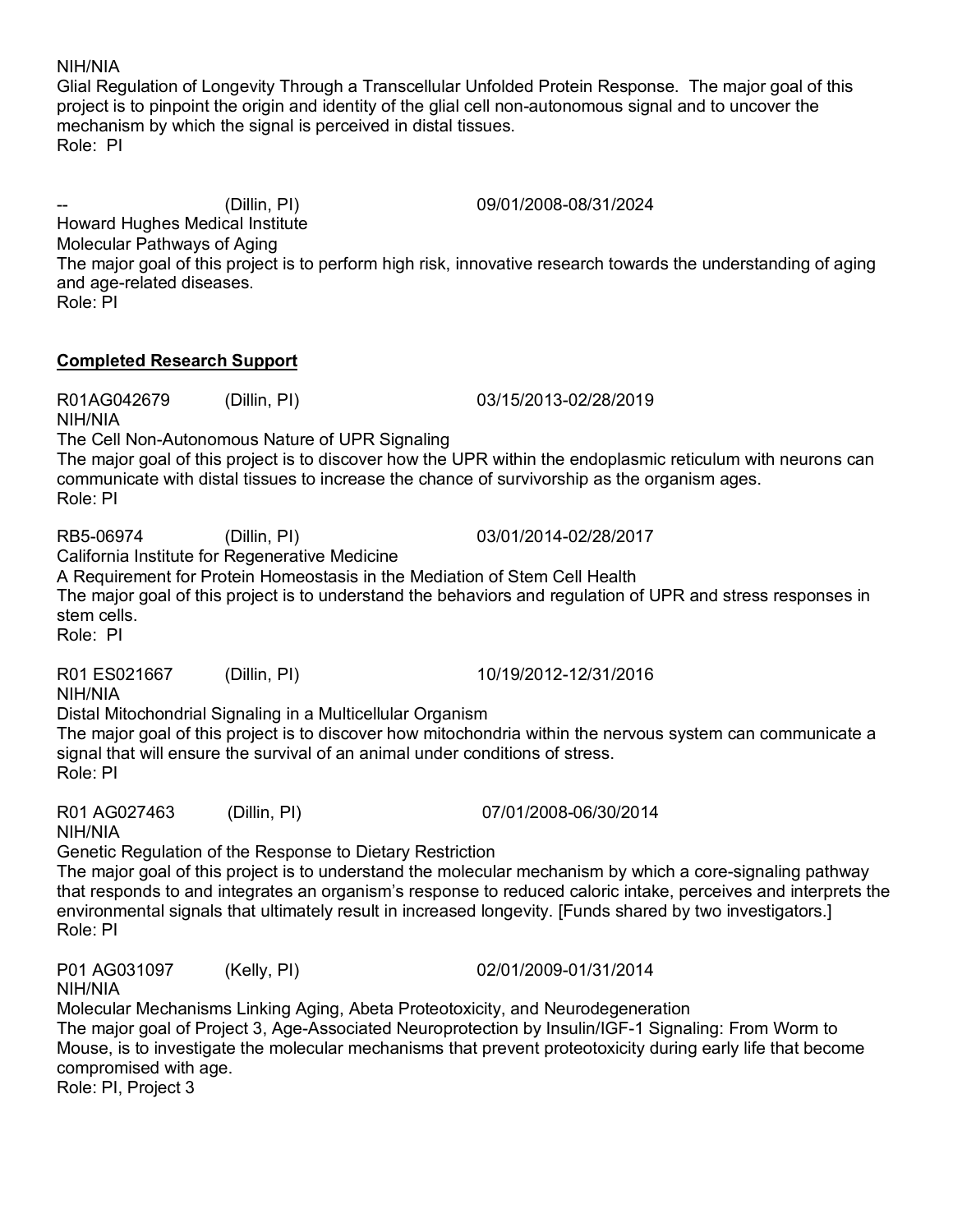NIH/NIA
Glial Regulation of Longevity Through a Transcellular Unfolded Protein Response. The major goal of this project is to pinpoint the origin and identity of the glial cell non-autonomous signal and to uncover the mechanism by which the signal is perceived in distal tissues.
Role: PI

-- (Dillin, PI) 09/01/2008-08/31/2024
Howard Hughes Medical Institute
Molecular Pathways of Aging
The major goal of this project is to perform high risk, innovative research towards the understanding of aging and age-related diseases.
Role: PI

**Completed Research Support**

R01AG042679 (Dillin, PI) 03/15/2013-02/28/2019
NIH/NIA
The Cell Non-Autonomous Nature of UPR Signaling
The major goal of this project is to discover how the UPR within the endoplasmic reticulum with neurons can communicate with distal tissues to increase the chance of survivorship as the organism ages.
Role: PI

RB5-06974 (Dillin, PI) 03/01/2014-02/28/2017
California Institute for Regenerative Medicine
A Requirement for Protein Homeostasis in the Mediation of Stem Cell Health
The major goal of this project is to understand the behaviors and regulation of UPR and stress responses in stem cells.
Role: PI

R01 ES021667 (Dillin, PI) 10/19/2012-12/31/2016
NIH/NIA
Distal Mitochondrial Signaling in a Multicellular Organism
The major goal of this project is to discover how mitochondria within the nervous system can communicate a signal that will ensure the survival of an animal under conditions of stress.
Role: PI

R01 AG027463 (Dillin, PI) 07/01/2008-06/30/2014
NIH/NIA
Genetic Regulation of the Response to Dietary Restriction
The major goal of this project is to understand the molecular mechanism by which a core-signaling pathway that responds to and integrates an organism's response to reduced caloric intake, perceives and interprets the environmental signals that ultimately result in increased longevity. [Funds shared by two investigators.]
Role: PI

P01 AG031097 (Kelly, PI) 02/01/2009-01/31/2014
NIH/NIA
Molecular Mechanisms Linking Aging, Abeta Proteotoxicity, and Neurodegeneration
The major goal of Project 3, Age-Associated Neuroprotection by Insulin/IGF-1 Signaling: From Worm to Mouse, is to investigate the molecular mechanisms that prevent proteotoxicity during early life that become compromised with age.
Role: PI, Project 3